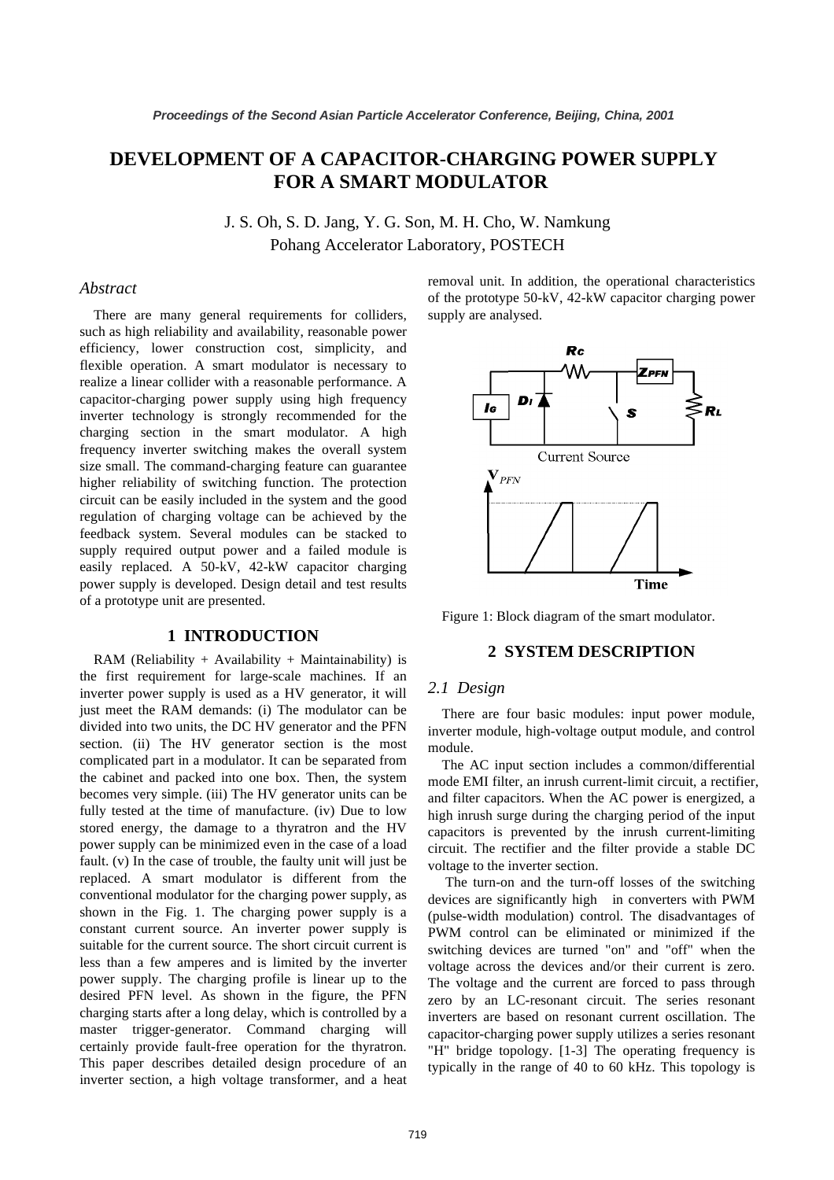# DEVELOPMENT OF A CAPACITOR-CHARGING POWER SUPPLY FOR A SMART MODULATOR

J. S. Oh, S. D. Jang, Y. G. Son, M. H. Cho, W. Namkung
Pohang Accelerator Laboratory, POSTECH

### *Abstract*

There are many general requirements for colliders, such as high reliability and availability, reasonable power efficiency, lower construction cost, simplicity, and flexible operation. A smart modulator is necessary to realize a linear collider with a reasonable performance. A capacitor-charging power supply using high frequency inverter technology is strongly recommended for the charging section in the smart modulator. A high frequency inverter switching makes the overall system size small. The command-charging feature can guarantee higher reliability of switching function. The protection circuit can be easily included in the system and the good regulation of charging voltage can be achieved by the feedback system. Several modules can be stacked to supply required output power and a failed module is easily replaced. A 50-kV, 42-kW capacitor charging power supply is developed. Design detail and test results of a prototype unit are presented.

## 1 INTRODUCTION

RAM (Reliability + Availability + Maintainability) is the first requirement for large-scale machines. If an inverter power supply is used as a HV generator, it will just meet the RAM demands: (i) The modulator can be divided into two units, the DC HV generator and the PFN section. (ii) The HV generator section is the most complicated part in a modulator. It can be separated from the cabinet and packed into one box. Then, the system becomes very simple. (iii) The HV generator units can be fully tested at the time of manufacture. (iv) Due to low stored energy, the damage to a thyratron and the HV power supply can be minimized even in the case of a load fault. (v) In the case of trouble, the faulty unit will just be replaced. A smart modulator is different from the conventional modulator for the charging power supply, as shown in the Fig. 1. The charging power supply is a constant current source. An inverter power supply is suitable for the current source. The short circuit current is less than a few amperes and is limited by the inverter power supply. The charging profile is linear up to the desired PFN level. As shown in the figure, the PFN charging starts after a long delay, which is controlled by a master trigger-generator. Command charging will certainly provide fault-free operation for the thyratron. This paper describes detailed design procedure of an inverter section, a high voltage transformer, and a heat removal unit. In addition, the operational characteristics of the prototype 50-kV, 42-kW capacitor charging power supply are analysed.

Figure 1: Block diagram of the smart modulator.

## 2 SYSTEM DESCRIPTION

### *2.1 Design*

There are four basic modules: input power module, inverter module, high-voltage output module, and control module.

The AC input section includes a common/differential mode EMI filter, an inrush current-limit circuit, a rectifier, and filter capacitors. When the AC power is energized, a high inrush surge during the charging period of the input capacitors is prevented by the inrush current-limiting circuit. The rectifier and the filter provide a stable DC voltage to the inverter section.

The turn-on and the turn-off losses of the switching devices are significantly high in converters with PWM (pulse-width modulation) control. The disadvantages of PWM control can be eliminated or minimized if the switching devices are turned "on" and "off" when the voltage across the devices and/or their current is zero. The voltage and the current are forced to pass through zero by an LC-resonant circuit. The series resonant inverters are based on resonant current oscillation. The capacitor-charging power supply utilizes a series resonant "H" bridge topology. [1-3] The operating frequency is typically in the range of 40 to 60 kHz. This topology is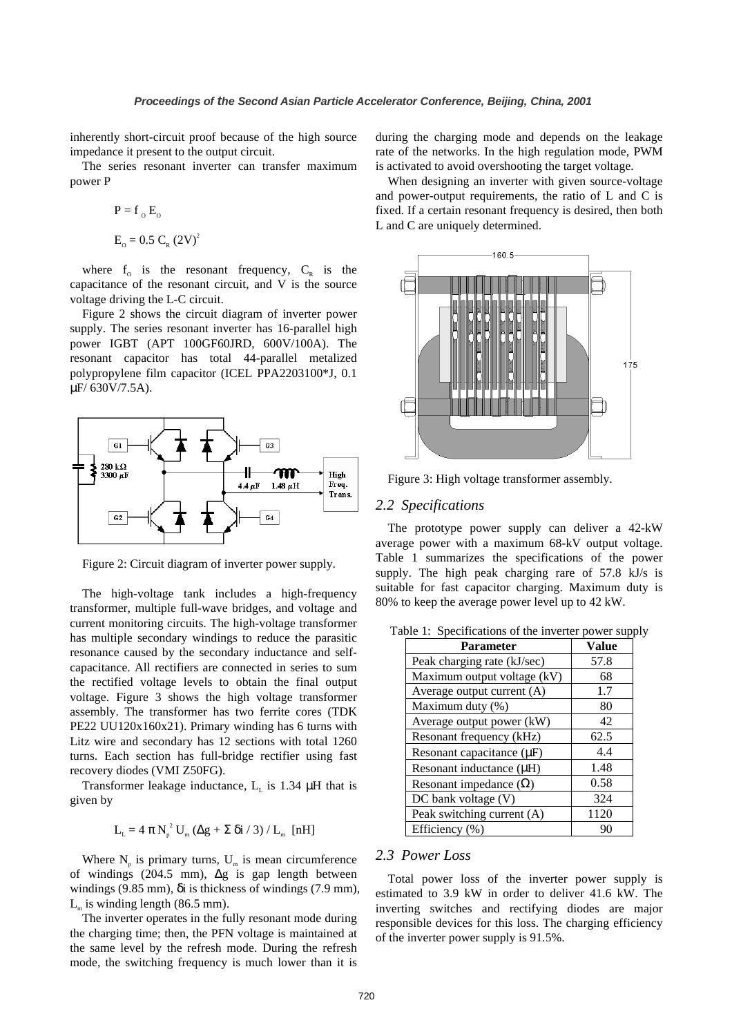inherently short-circuit proof because of the high source impedance it present to the output circuit.

The series resonant inverter can transfer maximum power P

$$P = f_O E_O$$

$$E_O = 0.5\, C_R\, (2V)^2$$

where $f_O$ is the resonant frequency, $C_R$ is the capacitance of the resonant circuit, and V is the source voltage driving the L-C circuit.

Figure 2 shows the circuit diagram of inverter power supply. The series resonant inverter has 16-parallel high power IGBT (APT 100GF60JRD, 600V/100A). The resonant capacitor has total 44-parallel metalized polypropylene film capacitor (ICEL PPA2203100*J, 0.1 μF/ 630V/7.5A).

Figure 2: Circuit diagram of inverter power supply.

The high-voltage tank includes a high-frequency transformer, multiple full-wave bridges, and voltage and current monitoring circuits. The high-voltage transformer has multiple secondary windings to reduce the parasitic resonance caused by the secondary inductance and self-capacitance. All rectifiers are connected in series to sum the rectified voltage levels to obtain the final output voltage. Figure 3 shows the high voltage transformer assembly. The transformer has two ferrite cores (TDK PE22 UU120x160x21). Primary winding has 6 turns with Litz wire and secondary has 12 sections with total 1260 turns. Each section has full-bridge rectifier using fast recovery diodes (VMI Z50FG).

Transformer leakage inductance, $L_L$ is 1.34 μH that is given by

$$L_L = 4\,\pi\, N_p^{\,2}\, U_m\, (\Delta g + \Sigma\, \delta i / 3) / L_m \ \ [\text{nH}]$$

Where $N_p$ is primary turns, $U_m$ is mean circumference of windings (204.5 mm), $\Delta g$ is gap length between windings (9.85 mm), $\delta i$ is thickness of windings (7.9 mm), $L_m$ is winding length (86.5 mm).

The inverter operates in the fully resonant mode during the charging time; then, the PFN voltage is maintained at the same level by the refresh mode. During the refresh mode, the switching frequency is much lower than it is during the charging mode and depends on the leakage rate of the networks. In the high regulation mode, PWM is activated to avoid overshooting the target voltage.

When designing an inverter with given source-voltage and power-output requirements, the ratio of L and C is fixed. If a certain resonant frequency is desired, then both L and C are uniquely determined.

Figure 3: High voltage transformer assembly.

## 2.2 Specifications

The prototype power supply can deliver a 42-kW average power with a maximum 68-kV output voltage. Table 1 summarizes the specifications of the power supply. The high peak charging rare of 57.8 kJ/s is suitable for fast capacitor charging. Maximum duty is 80% to keep the average power level up to 42 kW.

Table 1: Specifications of the inverter power supply

| Parameter | Value |
|---|---|
| Peak charging rate (kJ/sec) | 57.8 |
| Maximum output voltage (kV) | 68 |
| Average output current (A) | 1.7 |
| Maximum duty (%) | 80 |
| Average output power (kW) | 42 |
| Resonant frequency (kHz) | 62.5 |
| Resonant capacitance (μF) | 4.4 |
| Resonant inductance (μH) | 1.48 |
| Resonant impedance (Ω) | 0.58 |
| DC bank voltage (V) | 324 |
| Peak switching current (A) | 1120 |
| Efficiency (%) | 90 |

## 2.3 Power Loss

Total power loss of the inverter power supply is estimated to 3.9 kW in order to deliver 41.6 kW. The inverting switches and rectifying diodes are major responsible devices for this loss. The charging efficiency of the inverter power supply is 91.5%.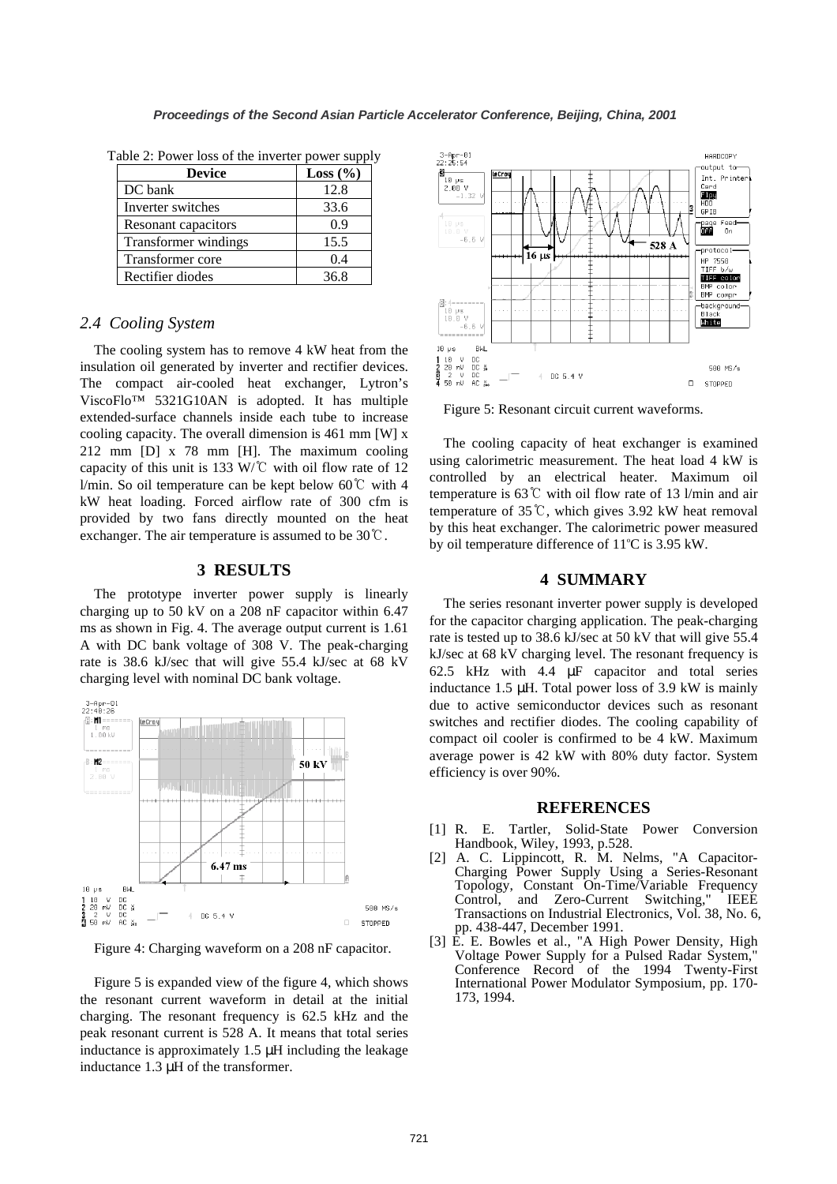Table 2: Power loss of the inverter power supply

| Device | Loss (%) |
|---|---|
| DC bank | 12.8 |
| Inverter switches | 33.6 |
| Resonant capacitors | 0.9 |
| Transformer windings | 15.5 |
| Transformer core | 0.4 |
| Rectifier diodes | 36.8 |

### *2.4 Cooling System*

The cooling system has to remove 4 kW heat from the insulation oil generated by inverter and rectifier devices. The compact air-cooled heat exchanger, Lytron's ViscoFlo™ 5321G10AN is adopted. It has multiple extended-surface channels inside each tube to increase cooling capacity. The overall dimension is 461 mm [W] x 212 mm [D] x 78 mm [H]. The maximum cooling capacity of this unit is 133 W/℃ with oil flow rate of 12 l/min. So oil temperature can be kept below 60℃ with 4 kW heat loading. Forced airflow rate of 300 cfm is provided by two fans directly mounted on the heat exchanger. The air temperature is assumed to be 30℃.

## 3 RESULTS

The prototype inverter power supply is linearly charging up to 50 kV on a 208 nF capacitor within 6.47 ms as shown in Fig. 4. The average output current is 1.61 A with DC bank voltage of 308 V. The peak-charging rate is 38.6 kJ/sec that will give 55.4 kJ/sec at 68 kV charging level with nominal DC bank voltage.

50 kV

6.47 ms

Figure 4: Charging waveform on a 208 nF capacitor.

Figure 5 is expanded view of the figure 4, which shows the resonant current waveform in detail at the initial charging. The resonant frequency is 62.5 kHz and the peak resonant current is 528 A. It means that total series inductance is approximately 1.5 μH including the leakage inductance 1.3 μH of the transformer.

16 μs

528 A

Figure 5: Resonant circuit current waveforms.

The cooling capacity of heat exchanger is examined using calorimetric measurement. The heat load 4 kW is controlled by an electrical heater. Maximum oil temperature is 63℃ with oil flow rate of 13 l/min and air temperature of 35℃, which gives 3.92 kW heat removal by this heat exchanger. The calorimetric power measured by oil temperature difference of 11℃ is 3.95 kW.

## 4 SUMMARY

The series resonant inverter power supply is developed for the capacitor charging application. The peak-charging rate is tested up to 38.6 kJ/sec at 50 kV that will give 55.4 kJ/sec at 68 kV charging level. The resonant frequency is 62.5 kHz with 4.4 μF capacitor and total series inductance 1.5 μH. Total power loss of 3.9 kW is mainly due to active semiconductor devices such as resonant switches and rectifier diodes. The cooling capability of compact oil cooler is confirmed to be 4 kW. Maximum average power is 42 kW with 80% duty factor. System efficiency is over 90%.

## REFERENCES

[1] R. E. Tartler, Solid-State Power Conversion Handbook, Wiley, 1993, p.528.

[2] A. C. Lippincott, R. M. Nelms, "A Capacitor-Charging Power Supply Using a Series-Resonant Topology, Constant On-Time/Variable Frequency Control, and Zero-Current Switching," IEEE Transactions on Industrial Electronics, Vol. 38, No. 6, pp. 438-447, December 1991.

[3] E. E. Bowles et al., "A High Power Density, High Voltage Power Supply for a Pulsed Radar System," Conference Record of the 1994 Twenty-First International Power Modulator Symposium, pp. 170-173, 1994.